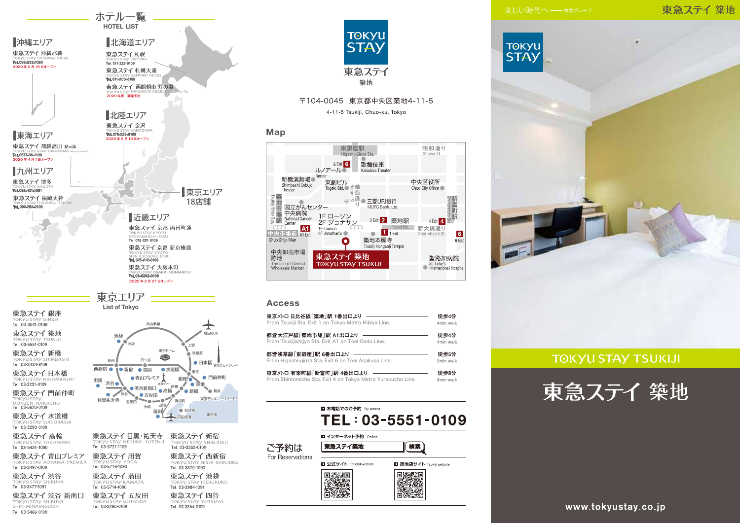# ホテル一覧
HOTEL LIST

## 沖縄エリア

東急ステイ 沖縄那覇
TOKYU STAY OKINAWA-NAHA
Tel. 098-833-1090
2020年2月19日オープン

## 北海道エリア

東急ステイ 札幌
TOKYU STAY SAPPORO
Tel. 011-222-0109

東急ステイ 札幌大通
TOKYU STAY SAPPORO-ODORI
Tel. 011-200-3109

東急ステイ 函館朝市 灯の湯
TOKYU STAY HAKODATE-ASAICHI Akari-no-Yu
2020年夏 開業予定

## 北陸エリア

東急ステイ 金沢
TOKYU STAY KANAZAWA
Tel. 076-223-8109
2020年2月13日オープン

## 東海エリア

東急ステイ 飛騨高山 結の湯
TOKYU STAY HIDA-TAKAYAMA Musubi-no-Yu
Tel. 0577-36-1109
2020年4月1日オープン

## 九州エリア

東急ステイ 博多
TOKYU STAY HAKATA
Tel. 092-431-1091

東急ステイ 福岡天神
TOKYU STAY FUKUOKA-TENJIN
Tel. 092-762-0109

## 東京エリア
18店舗

## 近畿エリア

東急ステイ 京都 両替町通
TOKYU STAY KYOTO RYOGAEMACHI-DORI
Tel. 075-221-0109

東急ステイ 京都 新京極通
TOKYU STAY KYOTO SHIN-KYOGOKU-DORI
Tel. 075-212-0109

東急ステイ 大阪本町
TOKYU STAY OSAKA-HOMMACHI
Tel. 06-6262-0109
2020年2月27日オープン

# 東京エリア
List of Tokyo

東急ステイ 銀座
TOKYU STAY GINZA
Tel. 03-3541-0109

東急ステイ 築地
TOKYU STAY TSUKIJI
Tel. 03-5551-0109

東急ステイ 新橋
TOKYU STAY SHIMBASHI
Tel. 03-3434-8109

東急ステイ 日本橋
TOKYU STAY NIHOMBASHI
Tel. 03-3231-0109

東急ステイ 門前仲町
TOKYU STAY MONZEN-NAKACHO
Tel. 03-5620-0109

東急ステイ 水道橋
TOKYU STAY SUIDOBASHI
Tel. 03-3293-0109

東急ステイ 高輪
TOKYU STAY TAKANAWA
Tel. 03-5424-1090

東急ステイ 青山プレミア
TOKYU STAY AOYAMA-PREMIER
Tel. 03-3497-0109

東急ステイ 渋谷
TOKYU STAY SHIBUYA
Tel. 03-3477-1091

東急ステイ 渋谷 新南口
TOKYU STAY SHIBUYA SHIN-MINAMIGUCHI
Tel. 03-5466-0109

東急ステイ 目黒・祐天寺
TOKYU STAY MEGURO-YUTENJI
Tel. 03-5721-1109

東急ステイ 用賀
TOKYU STAY YOGA
Tel. 03-5716-1090

東急ステイ 蒲田
TOKYU STAY KAMATA
Tel. 03-5714-1090

東急ステイ 五反田
TOKYU STAY GOTANDA
Tel. 03-3280-0109

東急ステイ 新宿
TOKYU STAY SHINJUKU
Tel. 03-3353-0109

東急ステイ 西新宿
TOKYU STAY NISHI-SHINJUKU
Tel. 03-3370-1090

東急ステイ 池袋
TOKYU STAY IKEBUKURO
Tel. 03-3984-1091

東急ステイ 四谷
TOKYU STAY YOTSUYA
Tel. 03-3354-0109

---

TOKYU STAY
東急ステイ
築地

〒104-0045 東京都中央区築地4-11-5
4-11-5 Tsukiji, Chuo-ku, Tokyo

## Map

## Access

| | |
|---|---|
| 東京メトロ 日比谷線「築地」駅 1番出口より<br>From Tsukiji Sta. Exit 1 on Tokyo Metro Hibiya Line. | 徒歩4分<br>4min walk |
| 都営大江戸線「築地市場」駅 A1出口より<br>From Tsukijishijyo Sta. Exit A1 on Toei Oedo Line. | 徒歩4分<br>4min walk |
| 都営浅草線「東銀座」駅 6番出口より<br>From Higashi-ginza Sta. Exit 6 on Toei Asakusa Line. | 徒歩5分<br>5min walk |
| 東京メトロ 有楽町線「新富町」駅 4番出口より<br>From Shintomicho Sta. Exit 4 on Tokyo Metro Yurakucho Line. | 徒歩8分<br>8min walk |

## ご予約は
For Reservations

■ お電話でのご予約 By phone
**TEL：03-5551-0109**

■ インターネット予約 Online
東急ステイ築地 検索

■ 公式サイト Official website
■ 築地店サイト Tsukiji website

---

美しい時代へ ―― 東急グループ

東急ステイ 築地

TOKYU STAY

TOKYU STAY TSUKIJI

# 東急ステイ 築地

www.tokyustay.co.jp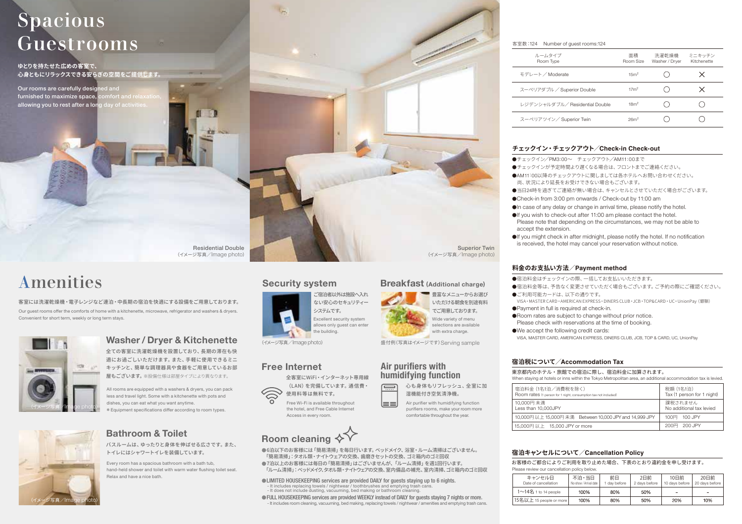# Spacious Guestrooms

ゆとりを持たせた広めの客室で、
心身ともにリラックスできる安らぎの空間をご提供します。

Our rooms are carefully designed and furnished to maximize space, comfort and relaxation, allowing you to rest after a long day of activities.

Residential Double
（イメージ写真／Image photo）

Superior Twin
（イメージ写真／Image photo）

客室数：124　Number of guest rooms:124

| ルームタイプ Room Type | 面積 Room Size | 洗濯乾燥機 Washer / Dryer | ミニキッチン Kitchenette |
|---|---|---|---|
| モデレート／Moderate | 15m² | ○ | × |
| スーペリアダブル／Superior Double | 17m² | ○ | × |
| レジデンシャルダブル／Residential Double | 18m² | ○ | ○ |
| スーペリアツイン／Superior Twin | 26m² | ○ | ○ |

## チェックイン・チェックアウト／Check-in Check-out

- ●チェックイン／PM3:00〜　チェックアウト／AM11:00まで
- ●チェックインが予定時間より遅くなる場合は、フロントまでご連絡ください。
- ●AM11:00以降のチェックアウトに関しましては各ホテルへお問い合わせください。
  尚、状況により延長をお受けできない場合もございます。
- ●当日24時を過ぎてご連絡が無い場合は、キャンセルとさせていただく場合がございます。
- ●Check-in from 3:00 pm onwards / Check-out by 11:00 am
- ●In case of any delay or change in arrival time, please notify the hotel.
- ●If you wish to check-out after 11:00 am please contact the hotel.
  Please note that depending on the circumstances, we may not be able to accept the extension.
- ●If you might check in after midnight, please notify the hotel. If no notification is received, the hotel may cancel your reservation without notice.

## 料金のお支払い方法／Payment method

- ●宿泊料金はチェックインの際、一括してお支払いいただきます。
- ●宿泊料金等は、予告なく変更させていただく場合もございます。ご予約の際にご確認ください。
- ●ご利用可能カードは、以下の通りです。
  VISA・MASTER CARD・AMERICAN EXPRESS・DINERS CLUB・JCB・TOP&CARD・UC・UnionPay（銀聯）
- ●Payment in full is required at check-in.
- ●Room rates are subject to change without prior notice.
  Please check with reservations at the time of booking.
- ●We accept the following credit cards:
  VISA, MASTER CARD, AMERICAN EXPRESS, DINERS CLUB, JCB, TOP & CARD, UC, UnionPay

## 宿泊税について／Accommodation Tax

東京都内のホテル・旅館での宿泊に際し、宿泊料金に加算されます。
When staying at hotels or inns within the Tokyo Metropolitan area, an additional accommodation tax is levied.

| 宿泊料金（1名1泊／消費税を除く） Room rates (1 person for 1 night, consumption tax not included) | 税額（1名1泊） Tax (1 person for 1 night) |
|---|---|
| 10,000円未満 Less than 10,000JPY | 課税されません No additional tax levied |
| 10,000円以上 15,000円未満　Between 10,000 JPY and 14,999 JPY | 100円　100 JPY |
| 15,000円以上　15,000 JPY or more | 200円　200 JPY |

## 宿泊キャンセルについて／Cancellation Policy

お客様のご都合によりご利用を取り止めた場合、下表のとおり違約金を申し受けます。
Please review our cancellation policy below.

| キャンセル日 Date of cancellation | 不泊・当日 No show / Arrival date | 前日 1 day before | 2日前 2 days before | 10日前 10 days before | 20日前 20 days before |
|---|---|---|---|---|---|
| 1〜14名 1 to 14 people | 100% | 80% | 50% | − | − |
| 15名以上 15 people or more | 100% | 80% | 50% | 20% | 10% |

# Amenities

客室には洗濯乾燥機・電子レンジなど連泊・中長期の宿泊を快適にする設備をご用意しております。
Our guest rooms offer the comforts of home with a kitchenette, microwave, refrigerator and washers & dryers. Convenient for short term, weekly or long term stays.

（イメージ写真／Image photo）

### Washer / Dryer & Kitchenette

全ての客室に洗濯乾燥機を設置しており、長期の滞在も快適にお過ごしいただけます。また、手軽に使用できるミニキッチンと、簡単な調理器具や食器をご用意しているお部屋もございます。※設備仕様は部屋タイプにより異なります。

All rooms are equipped with a washers & dryers, you can pack less and travel light. Some with a kitchenette with pots and dishes, you can eat what you want anytime.
＊Equipment specifications differ according to room types.

（イメージ写真／Image photo）

### Bathroom & Toilet

バスルームは、ゆったりと身体を伸ばせる広さです。また、トイレにはシャワートイレを装備しています。

Every room has a spacious bathroom with a bath tub, hand-held shower and toilet with warm water flushing toilet seat. Relax and have a nice bath.

### Security system

ご宿泊者以外は施設へ入れない安心のセキュリティーシステムです。

Excellent security system allows only guest can enter the building.

（イメージ写真／Image photo）

### Breakfast (Additional charge)

豊富なメニューからお選びいただける朝食を別途有料でご用意しております。

Wide variety of menu selections are available with extra charge.

盛付例（写真はイメージです）Serving sample

### Free Internet

全客室にWiFi・インターネット専用線（LAN）を完備しています。通信費・使用料等は無料です。

Free Wi-Fi is available throughout the hotel, and Free Cable Internet Access in every room.

### Air purifiers with humidifying function

心も身体もリフレッシュ、全室に加湿機能付き空気清浄機。

Air purifier with humidifying function purifiers rooms, make your room more comfortable throughout the year.

### Room cleaning

- ●6泊以下のお客様には「簡易清掃」を毎日行います。ベッドメイク、浴室・ルーム清掃はございません。
  「簡易清掃」：タオル類・ナイトウェアの交換、歯磨きセットの交換、ゴミ箱内のゴミ回収
- ●7泊以上のお客様には毎日の「簡易清掃」はございませんが、「ルーム清掃」を週1回行います。
  「ルーム清掃」：ベッドメイク、タオル類・ナイトウェアの交換、室内備品の補充、室内清掃、ゴミ箱内のゴミ回収
- ●LIMITED HOUSEKEEPING services are provided DAILY for guests staying up to 6 nights.
  - It includes replacing towels / nightwear / toothbrushes and emptying trash cans.
  - It does not include dusting, vacuuming, bed making or bathroom cleaning.
- ●FULL HOUSEKEEPING services are provided WEEKLY instead of DAILY for guests staying 7 nights or more.
  - It includes room cleaning, vacuuming, bed making, replacing towels / nightwear / amenities and emptying trash cans.